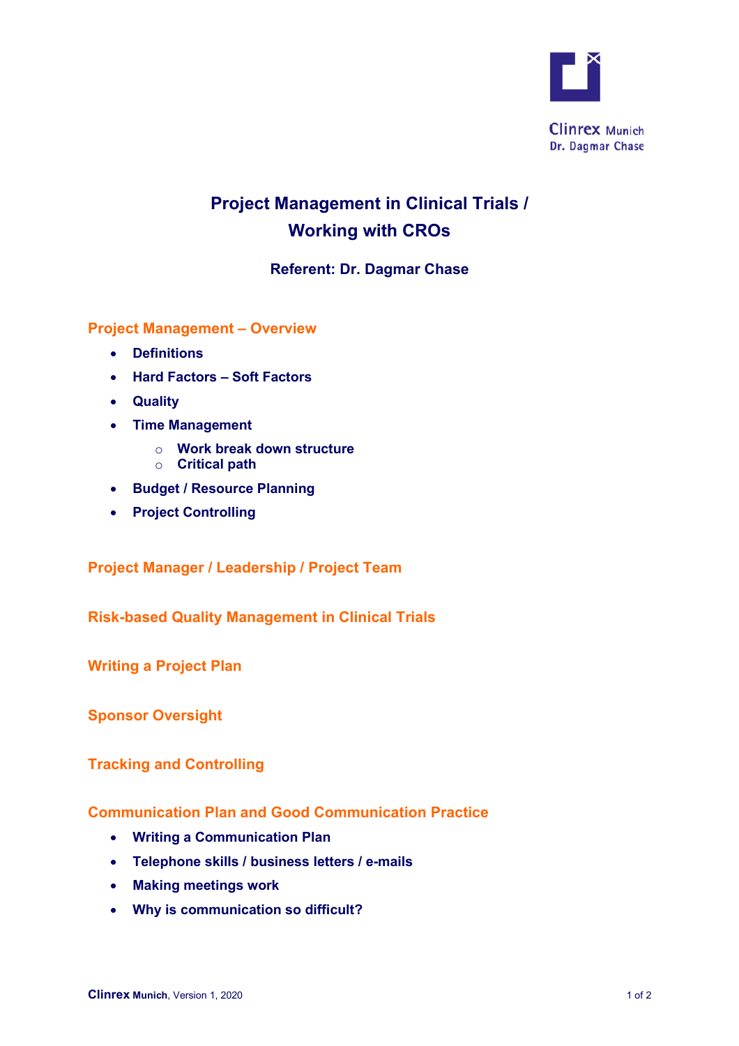Clinrex Munich
Dr. Dagmar Chase

# Project Management in Clinical Trials / Working with CROs

**Referent: Dr. Dagmar Chase**

## Project Management – Overview

- **Definitions**
- **Hard Factors – Soft Factors**
- **Quality**
- **Time Management**
  - **Work break down structure**
  - **Critical path**
- **Budget / Resource Planning**
- **Project Controlling**

## Project Manager / Leadership / Project Team

## Risk-based Quality Management in Clinical Trials

## Writing a Project Plan

## Sponsor Oversight

## Tracking and Controlling

## Communication Plan and Good Communication Practice

- **Writing a Communication Plan**
- **Telephone skills / business letters / e-mails**
- **Making meetings work**
- **Why is communication so difficult?**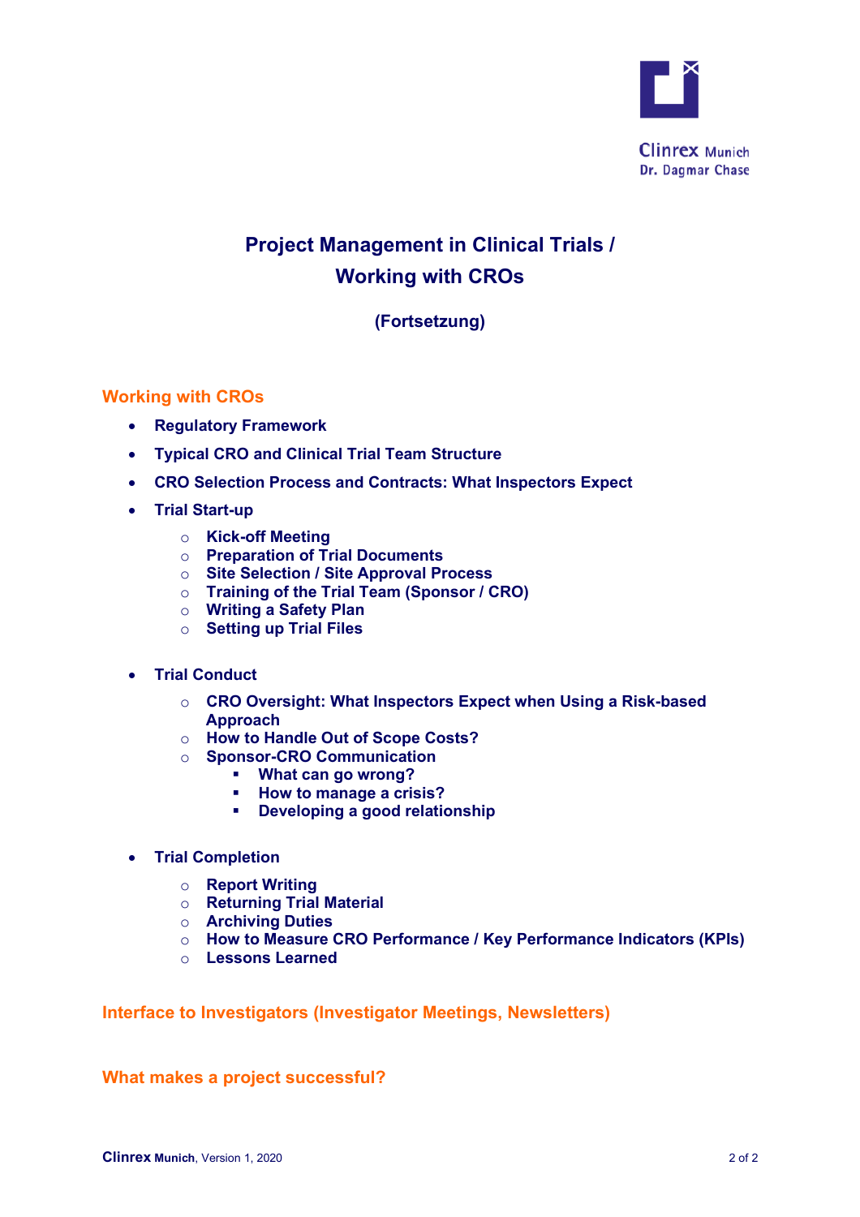Clinrex Munich
Dr. Dagmar Chase

# Project Management in Clinical Trials / Working with CROs

**(Fortsetzung)**

## Working with CROs

- **Regulatory Framework**
- **Typical CRO and Clinical Trial Team Structure**
- **CRO Selection Process and Contracts: What Inspectors Expect**
- **Trial Start-up**
  - **Kick-off Meeting**
  - **Preparation of Trial Documents**
  - **Site Selection / Site Approval Process**
  - **Training of the Trial Team (Sponsor / CRO)**
  - **Writing a Safety Plan**
  - **Setting up Trial Files**
- **Trial Conduct**
  - **CRO Oversight: What Inspectors Expect when Using a Risk-based Approach**
  - **How to Handle Out of Scope Costs?**
  - **Sponsor-CRO Communication**
    - **What can go wrong?**
    - **How to manage a crisis?**
    - **Developing a good relationship**
- **Trial Completion**
  - **Report Writing**
  - **Returning Trial Material**
  - **Archiving Duties**
  - **How to Measure CRO Performance / Key Performance Indicators (KPIs)**
  - **Lessons Learned**

## Interface to Investigators (Investigator Meetings, Newsletters)

## What makes a project successful?

**Clinrex Munich**, Version 1, 2020